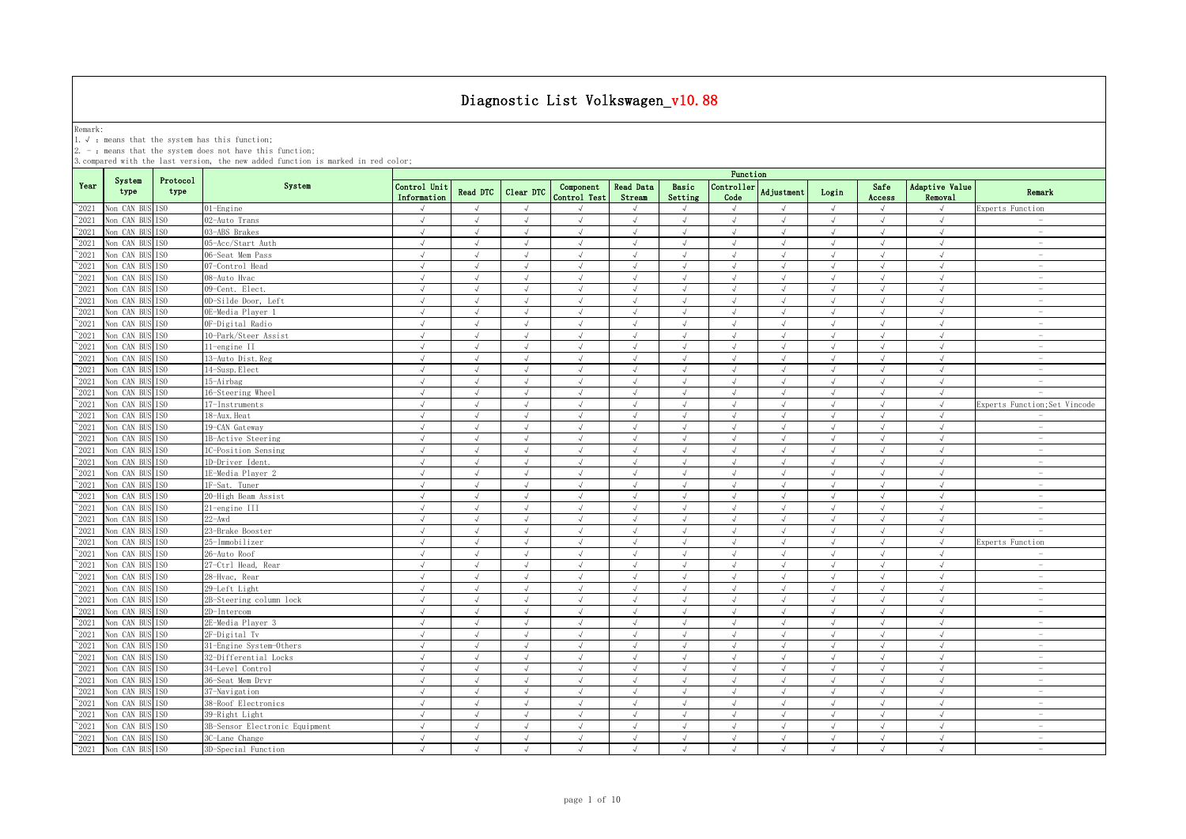# Diagnostic List Volkswagen_v10.88

Remark:
1. √ : means that the system has this function;
2. - : means that the system does not have this function;
3. compared with the last version, the new added function is marked in red color;

| Year | System type | Protocol type | System | Function | | | | | | | | | | | |
|---|---|---|---|---|---|---|---|---|---|---|---|---|---|---|---|
| | | | | Control Unit Information | Read DTC | Clear DTC | Component Control Test | Read Data Stream | Basic Setting | Controller Code | Adjustment | Login | Safe Access | Adaptive Value Removal | Remark |
| ~2021 | Non CAN BUS | ISO | 01-Engine | √ | √ | √ | √ | √ | √ | √ | √ | √ | √ | √ | Experts Function |
| ~2021 | Non CAN BUS | ISO | 02-Auto Trans | √ | √ | √ | √ | √ | √ | √ | √ | √ | √ | √ | - |
| ~2021 | Non CAN BUS | ISO | 03-ABS Brakes | √ | √ | √ | √ | √ | √ | √ | √ | √ | √ | √ | - |
| ~2021 | Non CAN BUS | ISO | 05-Acc/Start Auth | √ | √ | √ | √ | √ | √ | √ | √ | √ | √ | √ | - |
| ~2021 | Non CAN BUS | ISO | 06-Seat Mem Pass | √ | √ | √ | √ | √ | √ | √ | √ | √ | √ | √ | - |
| ~2021 | Non CAN BUS | ISO | 07-Control Head | √ | √ | √ | √ | √ | √ | √ | √ | √ | √ | √ | - |
| ~2021 | Non CAN BUS | ISO | 08-Auto Hvac | √ | √ | √ | √ | √ | √ | √ | √ | √ | √ | √ | - |
| ~2021 | Non CAN BUS | ISO | 09-Cent. Elect. | √ | √ | √ | √ | √ | √ | √ | √ | √ | √ | √ | - |
| ~2021 | Non CAN BUS | ISO | 0D-Silde Door, Left | √ | √ | √ | √ | √ | √ | √ | √ | √ | √ | √ | - |
| ~2021 | Non CAN BUS | ISO | 0E-Media Player 1 | √ | √ | √ | √ | √ | √ | √ | √ | √ | √ | √ | - |
| ~2021 | Non CAN BUS | ISO | 0F-Digital Radio | √ | √ | √ | √ | √ | √ | √ | √ | √ | √ | √ | - |
| ~2021 | Non CAN BUS | ISO | 10-Park/Steer Assist | √ | √ | √ | √ | √ | √ | √ | √ | √ | √ | √ | - |
| ~2021 | Non CAN BUS | ISO | 11-engine II | √ | √ | √ | √ | √ | √ | √ | √ | √ | √ | √ | - |
| ~2021 | Non CAN BUS | ISO | 13-Auto Dist.Reg | √ | √ | √ | √ | √ | √ | √ | √ | √ | √ | √ | - |
| ~2021 | Non CAN BUS | ISO | 14-Susp.Elect | √ | √ | √ | √ | √ | √ | √ | √ | √ | √ | √ | - |
| ~2021 | Non CAN BUS | ISO | 15-Airbag | √ | √ | √ | √ | √ | √ | √ | √ | √ | √ | √ | - |
| ~2021 | Non CAN BUS | ISO | 16-Steering Wheel | √ | √ | √ | √ | √ | √ | √ | √ | √ | √ | √ | - |
| ~2021 | Non CAN BUS | ISO | 17-Instruments | √ | √ | √ | √ | √ | √ | √ | √ | √ | √ | √ | Experts Function;Set Vincode |
| ~2021 | Non CAN BUS | ISO | 18-Aux.Heat | √ | √ | √ | √ | √ | √ | √ | √ | √ | √ | √ | - |
| ~2021 | Non CAN BUS | ISO | 19-CAN Gateway | √ | √ | √ | √ | √ | √ | √ | √ | √ | √ | √ | - |
| ~2021 | Non CAN BUS | ISO | 1B-Active Steering | √ | √ | √ | √ | √ | √ | √ | √ | √ | √ | √ | - |
| ~2021 | Non CAN BUS | ISO | 1C-Position Sensing | √ | √ | √ | √ | √ | √ | √ | √ | √ | √ | √ | - |
| ~2021 | Non CAN BUS | ISO | 1D-Driver Ident. | √ | √ | √ | √ | √ | √ | √ | √ | √ | √ | √ | - |
| ~2021 | Non CAN BUS | ISO | 1E-Media Player 2 | √ | √ | √ | √ | √ | √ | √ | √ | √ | √ | √ | - |
| ~2021 | Non CAN BUS | ISO | 1F-Sat. Tuner | √ | √ | √ | √ | √ | √ | √ | √ | √ | √ | √ | - |
| ~2021 | Non CAN BUS | ISO | 20-High Beam Assist | √ | √ | √ | √ | √ | √ | √ | √ | √ | √ | √ | - |
| ~2021 | Non CAN BUS | ISO | 21-engine III | √ | √ | √ | √ | √ | √ | √ | √ | √ | √ | √ | - |
| ~2021 | Non CAN BUS | ISO | 22-Awd | √ | √ | √ | √ | √ | √ | √ | √ | √ | √ | √ | - |
| ~2021 | Non CAN BUS | ISO | 23-Brake Booster | √ | √ | √ | √ | √ | √ | √ | √ | √ | √ | √ | - |
| ~2021 | Non CAN BUS | ISO | 25-Immobilizer | √ | √ | √ | √ | √ | √ | √ | √ | √ | √ | √ | Experts Function |
| ~2021 | Non CAN BUS | ISO | 26-Auto Roof | √ | √ | √ | √ | √ | √ | √ | √ | √ | √ | √ | - |
| ~2021 | Non CAN BUS | ISO | 27-Ctrl Head, Rear | √ | √ | √ | √ | √ | √ | √ | √ | √ | √ | √ | - |
| ~2021 | Non CAN BUS | ISO | 28-Hvac, Rear | √ | √ | √ | √ | √ | √ | √ | √ | √ | √ | √ | - |
| ~2021 | Non CAN BUS | ISO | 29-Left Light | √ | √ | √ | √ | √ | √ | √ | √ | √ | √ | √ | - |
| ~2021 | Non CAN BUS | ISO | 2B-Steering column lock | √ | √ | √ | √ | √ | √ | √ | √ | √ | √ | √ | - |
| ~2021 | Non CAN BUS | ISO | 2D-Intercom | √ | √ | √ | √ | √ | √ | √ | √ | √ | √ | √ | - |
| ~2021 | Non CAN BUS | ISO | 2E-Media Player 3 | √ | √ | √ | √ | √ | √ | √ | √ | √ | √ | √ | - |
| ~2021 | Non CAN BUS | ISO | 2F-Digital Tv | √ | √ | √ | √ | √ | √ | √ | √ | √ | √ | √ | - |
| ~2021 | Non CAN BUS | ISO | 31-Engine System-Others | √ | √ | √ | √ | √ | √ | √ | √ | √ | √ | √ | - |
| ~2021 | Non CAN BUS | ISO | 32-Differential Locks | √ | √ | √ | √ | √ | √ | √ | √ | √ | √ | √ | - |
| ~2021 | Non CAN BUS | ISO | 34-Level Control | √ | √ | √ | √ | √ | √ | √ | √ | √ | √ | √ | - |
| ~2021 | Non CAN BUS | ISO | 36-Seat Mem Drvr | √ | √ | √ | √ | √ | √ | √ | √ | √ | √ | √ | - |
| ~2021 | Non CAN BUS | ISO | 37-Navigation | √ | √ | √ | √ | √ | √ | √ | √ | √ | √ | √ | - |
| ~2021 | Non CAN BUS | ISO | 38-Roof Electronics | √ | √ | √ | √ | √ | √ | √ | √ | √ | √ | √ | - |
| ~2021 | Non CAN BUS | ISO | 39-Right Light | √ | √ | √ | √ | √ | √ | √ | √ | √ | √ | √ | - |
| ~2021 | Non CAN BUS | ISO | 3B-Sensor Electronic Equipment | √ | √ | √ | √ | √ | √ | √ | √ | √ | √ | √ | - |
| ~2021 | Non CAN BUS | ISO | 3C-Lane Change | √ | √ | √ | √ | √ | √ | √ | √ | √ | √ | √ | - |
| ~2021 | Non CAN BUS | ISO | 3D-Special Function | √ | √ | √ | √ | √ | √ | √ | √ | √ | √ | √ | - |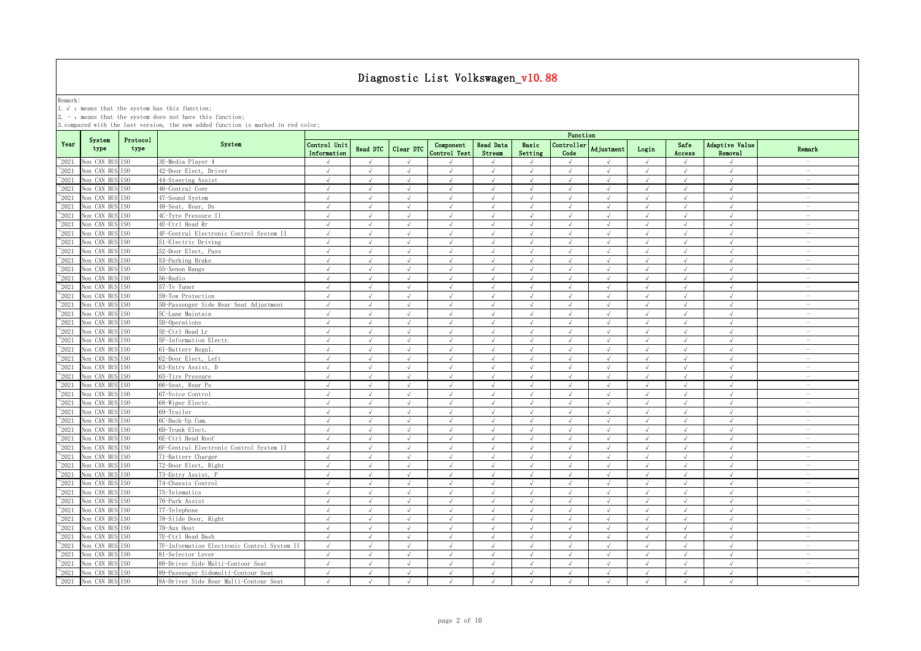# Diagnostic List Volkswagen_v10.88

Remark:
1. √ : means that the system has this function;
2. － : means that the system does not have this function;
3. compared with the last version, the new added function is marked in red color;

| Year | System type | Protocol type | System | Function | | | | | | | | | | | |
|---|---|---|---|---|---|---|---|---|---|---|---|---|---|---|---|
| | | | | Control Unit Information | Read DTC | Clear DTC | Component Control Test | Read Data Stream | Basic Setting | Controller Code | Adjustment | Login | Safe Access | Adaptive Value Removal | Remark |
| ~2021 | Non CAN BUS | ISO | 3E-Media Player 4 | √ | √ | √ | √ | √ | √ | √ | √ | √ | √ | √ | － |
| ~2021 | Non CAN BUS | ISO | 42-Door Elect, Driver | √ | √ | √ | √ | √ | √ | √ | √ | √ | √ | √ | － |
| ~2021 | Non CAN BUS | ISO | 44-Steering Assist | √ | √ | √ | √ | √ | √ | √ | √ | √ | √ | √ | － |
| ~2021 | Non CAN BUS | ISO | 46-Central Conv | √ | √ | √ | √ | √ | √ | √ | √ | √ | √ | √ | － |
| ~2021 | Non CAN BUS | ISO | 47-Sound System | √ | √ | √ | √ | √ | √ | √ | √ | √ | √ | √ | － |
| ~2021 | Non CAN BUS | ISO | 48-Seat, Rear, Ds | √ | √ | √ | √ | √ | √ | √ | √ | √ | √ | √ | － |
| ~2021 | Non CAN BUS | ISO | 4C-Tyre Pressure II | √ | √ | √ | √ | √ | √ | √ | √ | √ | √ | √ | － |
| ~2021 | Non CAN BUS | ISO | 4E-Ctrl Head Rr | √ | √ | √ | √ | √ | √ | √ | √ | √ | √ | √ | － |
| ~2021 | Non CAN BUS | ISO | 4F-Central Electronic Control System II | √ | √ | √ | √ | √ | √ | √ | √ | √ | √ | √ | － |
| ~2021 | Non CAN BUS | ISO | 51-Electric Driving | √ | √ | √ | √ | √ | √ | √ | √ | √ | √ | √ | － |
| ~2021 | Non CAN BUS | ISO | 52-Door Elect, Pass | √ | √ | √ | √ | √ | √ | √ | √ | √ | √ | √ | － |
| ~2021 | Non CAN BUS | ISO | 53-Parking Brake | √ | √ | √ | √ | √ | √ | √ | √ | √ | √ | √ | － |
| ~2021 | Non CAN BUS | ISO | 55-Xenon Range | √ | √ | √ | √ | √ | √ | √ | √ | √ | √ | √ | － |
| ~2021 | Non CAN BUS | ISO | 56-Radio | √ | √ | √ | √ | √ | √ | √ | √ | √ | √ | √ | － |
| ~2021 | Non CAN BUS | ISO | 57-Tv Tuner | √ | √ | √ | √ | √ | √ | √ | √ | √ | √ | √ | － |
| ~2021 | Non CAN BUS | ISO | 59-Tow Protection | √ | √ | √ | √ | √ | √ | √ | √ | √ | √ | √ | － |
| ~2021 | Non CAN BUS | ISO | 5B-Passenger Side Rear Seat Adjustment | √ | √ | √ | √ | √ | √ | √ | √ | √ | √ | √ | － |
| ~2021 | Non CAN BUS | ISO | 5C-Lane Maintain | √ | √ | √ | √ | √ | √ | √ | √ | √ | √ | √ | － |
| ~2021 | Non CAN BUS | ISO | 5D-Operations | √ | √ | √ | √ | √ | √ | √ | √ | √ | √ | √ | － |
| ~2021 | Non CAN BUS | ISO | 5E-Ctrl Head Lr | √ | √ | √ | √ | √ | √ | √ | √ | √ | √ | √ | － |
| ~2021 | Non CAN BUS | ISO | 5F-Information Electr. | √ | √ | √ | √ | √ | √ | √ | √ | √ | √ | √ | － |
| ~2021 | Non CAN BUS | ISO | 61-Battery Regul. | √ | √ | √ | √ | √ | √ | √ | √ | √ | √ | √ | － |
| ~2021 | Non CAN BUS | ISO | 62-Door Elect, Left | √ | √ | √ | √ | √ | √ | √ | √ | √ | √ | √ | － |
| ~2021 | Non CAN BUS | ISO | 63-Entry Assist, D | √ | √ | √ | √ | √ | √ | √ | √ | √ | √ | √ | － |
| ~2021 | Non CAN BUS | ISO | 65-Tire Pressure | √ | √ | √ | √ | √ | √ | √ | √ | √ | √ | √ | － |
| ~2021 | Non CAN BUS | ISO | 66-Seat, Rear Ps | √ | √ | √ | √ | √ | √ | √ | √ | √ | √ | √ | － |
| ~2021 | Non CAN BUS | ISO | 67-Voice Control | √ | √ | √ | √ | √ | √ | √ | √ | √ | √ | √ | － |
| ~2021 | Non CAN BUS | ISO | 68-Wiper Electr. | √ | √ | √ | √ | √ | √ | √ | √ | √ | √ | √ | － |
| ~2021 | Non CAN BUS | ISO | 69-Trailer | √ | √ | √ | √ | √ | √ | √ | √ | √ | √ | √ | － |
| ~2021 | Non CAN BUS | ISO | 6C-Back-Up Cam. | √ | √ | √ | √ | √ | √ | √ | √ | √ | √ | √ | － |
| ~2021 | Non CAN BUS | ISO | 6D-Trunk Elect. | √ | √ | √ | √ | √ | √ | √ | √ | √ | √ | √ | － |
| ~2021 | Non CAN BUS | ISO | 6E-Ctrl Head Roof | √ | √ | √ | √ | √ | √ | √ | √ | √ | √ | √ | － |
| ~2021 | Non CAN BUS | ISO | 6F-Central Electronic Control System II | √ | √ | √ | √ | √ | √ | √ | √ | √ | √ | √ | － |
| ~2021 | Non CAN BUS | ISO | 71-Battery Charger | √ | √ | √ | √ | √ | √ | √ | √ | √ | √ | √ | － |
| ~2021 | Non CAN BUS | ISO | 72-Door Elect, Right | √ | √ | √ | √ | √ | √ | √ | √ | √ | √ | √ | － |
| ~2021 | Non CAN BUS | ISO | 73-Entry Assist, P | √ | √ | √ | √ | √ | √ | √ | √ | √ | √ | √ | － |
| ~2021 | Non CAN BUS | ISO | 74-Chassis Control | √ | √ | √ | √ | √ | √ | √ | √ | √ | √ | √ | － |
| ~2021 | Non CAN BUS | ISO | 75-Telematics | √ | √ | √ | √ | √ | √ | √ | √ | √ | √ | √ | － |
| ~2021 | Non CAN BUS | ISO | 76-Park Assist | √ | √ | √ | √ | √ | √ | √ | √ | √ | √ | √ | － |
| ~2021 | Non CAN BUS | ISO | 77-Telephone | √ | √ | √ | √ | √ | √ | √ | √ | √ | √ | √ | － |
| ~2021 | Non CAN BUS | ISO | 78-Silde Door, Right | √ | √ | √ | √ | √ | √ | √ | √ | √ | √ | √ | － |
| ~2021 | Non CAN BUS | ISO | 7D-Aux Heat | √ | √ | √ | √ | √ | √ | √ | √ | √ | √ | √ | － |
| ~2021 | Non CAN BUS | ISO | 7E-Ctrl Head Dash | √ | √ | √ | √ | √ | √ | √ | √ | √ | √ | √ | － |
| ~2021 | Non CAN BUS | ISO | 7F-Information Electronic Control System II | √ | √ | √ | √ | √ | √ | √ | √ | √ | √ | √ | － |
| ~2021 | Non CAN BUS | ISO | 81-Selector Lever | √ | √ | √ | √ | √ | √ | √ | √ | √ | √ | √ | － |
| ~2021 | Non CAN BUS | ISO | 88-Driver Side Multi-Contour Seat | √ | √ | √ | √ | √ | √ | √ | √ | √ | √ | √ | － |
| ~2021 | Non CAN BUS | ISO | 89-Passenger Sidemulti-Contour Seat | √ | √ | √ | √ | √ | √ | √ | √ | √ | √ | √ | － |
| ~2021 | Non CAN BUS | ISO | 8A-Driver Side Rear Multi-Contour Seat | √ | √ | √ | √ | √ | √ | √ | √ | √ | √ | √ | － |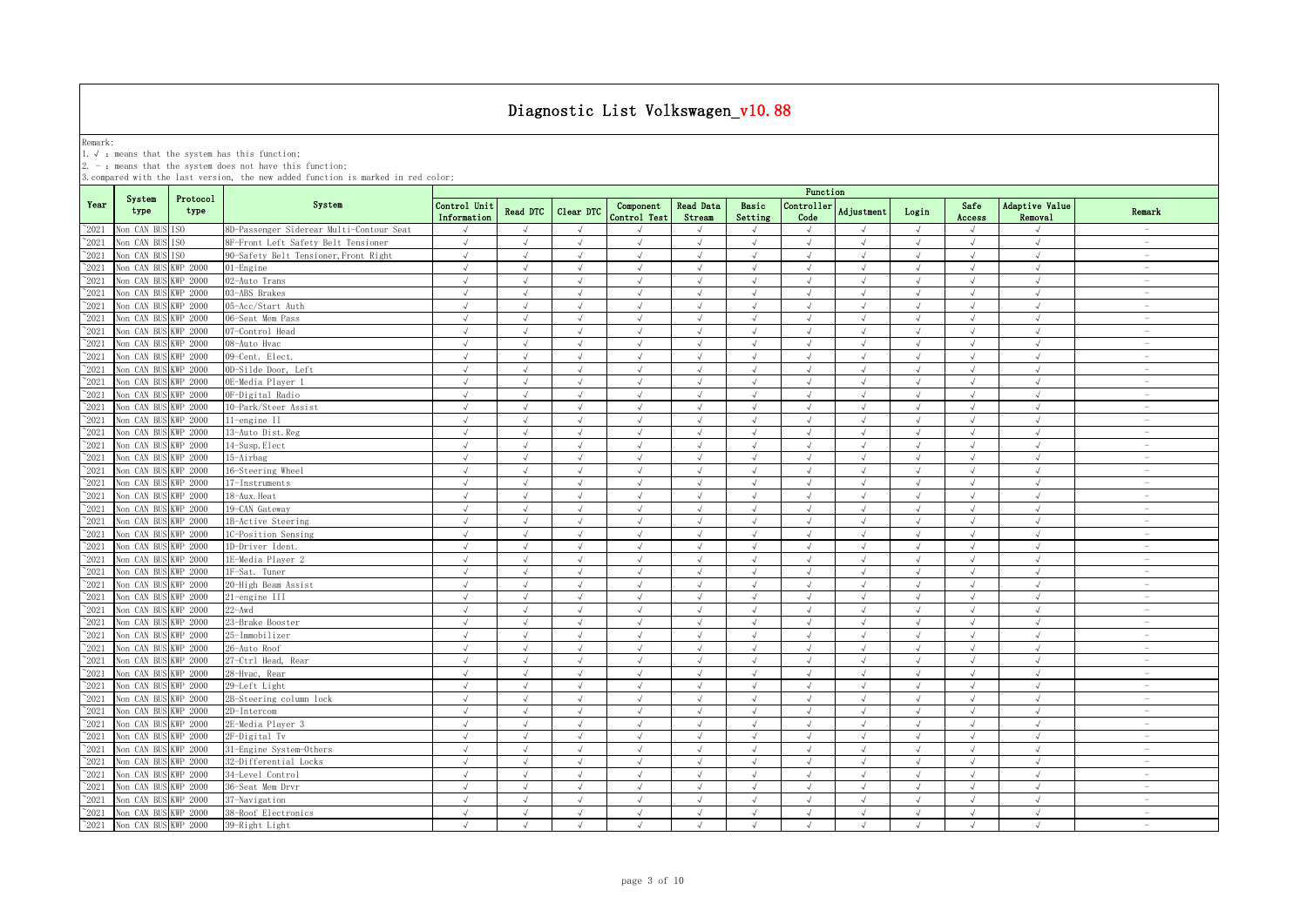# Diagnostic List Volkswagen_v10.88

Remark:
1. √ : means that the system has this function;
2. - : means that the system does not have this function;
3. compared with the last version, the new added function is marked in red color;

| Year | System type | Protocol type | System | Function | | | | | | | | | | | |
|---|---|---|---|---|---|---|---|---|---|---|---|---|---|---|---|
| | | | | Control Unit Information | Read DTC | Clear DTC | Component Control Test | Read Data Stream | Basic Setting | Controller Code | Adjustment | Login | Safe Access | Adaptive Value Removal | Remark |
| ~2021 | Non CAN BUS | ISO | 8D-Passenger Siderear Multi-Contour Seat | √ | √ | √ | √ | √ | √ | √ | √ | √ | √ | √ | - |
| ~2021 | Non CAN BUS | ISO | 8F-Front Left Safety Belt Tensioner | √ | √ | √ | √ | √ | √ | √ | √ | √ | √ | √ | - |
| ~2021 | Non CAN BUS | ISO | 90-Safety Belt Tensioner,Front Right | √ | √ | √ | √ | √ | √ | √ | √ | √ | √ | √ | - |
| ~2021 | Non CAN BUS | KWP 2000 | 01-Engine | √ | √ | √ | √ | √ | √ | √ | √ | √ | √ | √ | - |
| ~2021 | Non CAN BUS | KWP 2000 | 02-Auto Trans | √ | √ | √ | √ | √ | √ | √ | √ | √ | √ | √ | - |
| ~2021 | Non CAN BUS | KWP 2000 | 03-ABS Brakes | √ | √ | √ | √ | √ | √ | √ | √ | √ | √ | √ | - |
| ~2021 | Non CAN BUS | KWP 2000 | 05-Acc/Start Auth | √ | √ | √ | √ | √ | √ | √ | √ | √ | √ | √ | - |
| ~2021 | Non CAN BUS | KWP 2000 | 06-Seat Mem Pass | √ | √ | √ | √ | √ | √ | √ | √ | √ | √ | √ | - |
| ~2021 | Non CAN BUS | KWP 2000 | 07-Control Head | √ | √ | √ | √ | √ | √ | √ | √ | √ | √ | √ | - |
| ~2021 | Non CAN BUS | KWP 2000 | 08-Auto Hvac | √ | √ | √ | √ | √ | √ | √ | √ | √ | √ | √ | - |
| ~2021 | Non CAN BUS | KWP 2000 | 09-Cent. Elect. | √ | √ | √ | √ | √ | √ | √ | √ | √ | √ | √ | - |
| ~2021 | Non CAN BUS | KWP 2000 | 0D-Silde Door, Left | √ | √ | √ | √ | √ | √ | √ | √ | √ | √ | √ | - |
| ~2021 | Non CAN BUS | KWP 2000 | 0E-Media Player 1 | √ | √ | √ | √ | √ | √ | √ | √ | √ | √ | √ | - |
| ~2021 | Non CAN BUS | KWP 2000 | 0F-Digital Radio | √ | √ | √ | √ | √ | √ | √ | √ | √ | √ | √ | - |
| ~2021 | Non CAN BUS | KWP 2000 | 10-Park/Steer Assist | √ | √ | √ | √ | √ | √ | √ | √ | √ | √ | √ | - |
| ~2021 | Non CAN BUS | KWP 2000 | 11-engine II | √ | √ | √ | √ | √ | √ | √ | √ | √ | √ | √ | - |
| ~2021 | Non CAN BUS | KWP 2000 | 13-Auto Dist.Reg | √ | √ | √ | √ | √ | √ | √ | √ | √ | √ | √ | - |
| ~2021 | Non CAN BUS | KWP 2000 | 14-Susp.Elect | √ | √ | √ | √ | √ | √ | √ | √ | √ | √ | √ | - |
| ~2021 | Non CAN BUS | KWP 2000 | 15-Airbag | √ | √ | √ | √ | √ | √ | √ | √ | √ | √ | √ | - |
| ~2021 | Non CAN BUS | KWP 2000 | 16-Steering Wheel | √ | √ | √ | √ | √ | √ | √ | √ | √ | √ | √ | - |
| ~2021 | Non CAN BUS | KWP 2000 | 17-Instruments | √ | √ | √ | √ | √ | √ | √ | √ | √ | √ | √ | - |
| ~2021 | Non CAN BUS | KWP 2000 | 18-Aux.Heat | √ | √ | √ | √ | √ | √ | √ | √ | √ | √ | √ | - |
| ~2021 | Non CAN BUS | KWP 2000 | 19-CAN Gateway | √ | √ | √ | √ | √ | √ | √ | √ | √ | √ | √ | - |
| ~2021 | Non CAN BUS | KWP 2000 | 1B-Active Steering | √ | √ | √ | √ | √ | √ | √ | √ | √ | √ | √ | - |
| ~2021 | Non CAN BUS | KWP 2000 | 1C-Position Sensing | √ | √ | √ | √ | √ | √ | √ | √ | √ | √ | √ | - |
| ~2021 | Non CAN BUS | KWP 2000 | 1D-Driver Ident. | √ | √ | √ | √ | √ | √ | √ | √ | √ | √ | √ | - |
| ~2021 | Non CAN BUS | KWP 2000 | 1E-Media Player 2 | √ | √ | √ | √ | √ | √ | √ | √ | √ | √ | √ | - |
| ~2021 | Non CAN BUS | KWP 2000 | 1F-Sat. Tuner | √ | √ | √ | √ | √ | √ | √ | √ | √ | √ | √ | - |
| ~2021 | Non CAN BUS | KWP 2000 | 20-High Beam Assist | √ | √ | √ | √ | √ | √ | √ | √ | √ | √ | √ | - |
| ~2021 | Non CAN BUS | KWP 2000 | 21-engine III | √ | √ | √ | √ | √ | √ | √ | √ | √ | √ | √ | - |
| ~2021 | Non CAN BUS | KWP 2000 | 22-Awd | √ | √ | √ | √ | √ | √ | √ | √ | √ | √ | √ | - |
| ~2021 | Non CAN BUS | KWP 2000 | 23-Brake Booster | √ | √ | √ | √ | √ | √ | √ | √ | √ | √ | √ | - |
| ~2021 | Non CAN BUS | KWP 2000 | 25-Immobilizer | √ | √ | √ | √ | √ | √ | √ | √ | √ | √ | √ | - |
| ~2021 | Non CAN BUS | KWP 2000 | 26-Auto Roof | √ | √ | √ | √ | √ | √ | √ | √ | √ | √ | √ | - |
| ~2021 | Non CAN BUS | KWP 2000 | 27-Ctrl Head, Rear | √ | √ | √ | √ | √ | √ | √ | √ | √ | √ | √ | - |
| ~2021 | Non CAN BUS | KWP 2000 | 28-Hvac, Rear | √ | √ | √ | √ | √ | √ | √ | √ | √ | √ | √ | - |
| ~2021 | Non CAN BUS | KWP 2000 | 29-Left Light | √ | √ | √ | √ | √ | √ | √ | √ | √ | √ | √ | - |
| ~2021 | Non CAN BUS | KWP 2000 | 2B-Steering column lock | √ | √ | √ | √ | √ | √ | √ | √ | √ | √ | √ | - |
| ~2021 | Non CAN BUS | KWP 2000 | 2D-Intercom | √ | √ | √ | √ | √ | √ | √ | √ | √ | √ | √ | - |
| ~2021 | Non CAN BUS | KWP 2000 | 2E-Media Player 3 | √ | √ | √ | √ | √ | √ | √ | √ | √ | √ | √ | - |
| ~2021 | Non CAN BUS | KWP 2000 | 2F-Digital Tv | √ | √ | √ | √ | √ | √ | √ | √ | √ | √ | √ | - |
| ~2021 | Non CAN BUS | KWP 2000 | 31-Engine System-Others | √ | √ | √ | √ | √ | √ | √ | √ | √ | √ | √ | - |
| ~2021 | Non CAN BUS | KWP 2000 | 32-Differential Locks | √ | √ | √ | √ | √ | √ | √ | √ | √ | √ | √ | - |
| ~2021 | Non CAN BUS | KWP 2000 | 34-Level Control | √ | √ | √ | √ | √ | √ | √ | √ | √ | √ | √ | - |
| ~2021 | Non CAN BUS | KWP 2000 | 36-Seat Mem Drvr | √ | √ | √ | √ | √ | √ | √ | √ | √ | √ | √ | - |
| ~2021 | Non CAN BUS | KWP 2000 | 37-Navigation | √ | √ | √ | √ | √ | √ | √ | √ | √ | √ | √ | - |
| ~2021 | Non CAN BUS | KWP 2000 | 38-Roof Electronics | √ | √ | √ | √ | √ | √ | √ | √ | √ | √ | √ | - |
| ~2021 | Non CAN BUS | KWP 2000 | 39-Right Light | √ | √ | √ | √ | √ | √ | √ | √ | √ | √ | √ | - |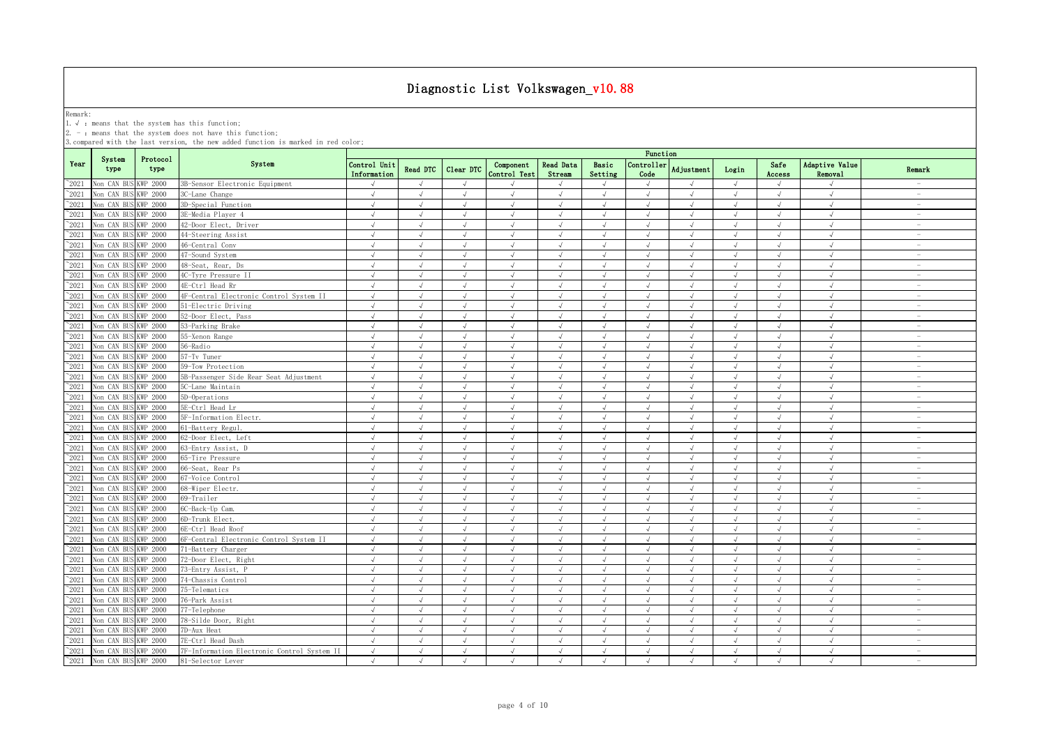# Diagnostic List Volkswagen_v10.88

Remark:

1. √ : means that the system has this function;
2. - : means that the system does not have this function;
3. compared with the last version, the new added function is marked in red color;

| Year | System type | Protocol type | System | Function | | | | | | | | | | | |
|---|---|---|---|---|---|---|---|---|---|---|---|---|---|---|---|
| | | | | Control Unit Information | Read DTC | Clear DTC | Component Control Test | Read Data Stream | Basic Setting | Controller Code | Adjustment | Login | Safe Access | Adaptive Value Removal | Remark |
| ~2021 | Non CAN BUS | KWP 2000 | 3B-Sensor Electronic Equipment | √ | √ | √ | √ | √ | √ | √ | √ | √ | √ | √ | - |
| ~2021 | Non CAN BUS | KWP 2000 | 3C-Lane Change | √ | √ | √ | √ | √ | √ | √ | √ | √ | √ | √ | - |
| ~2021 | Non CAN BUS | KWP 2000 | 3D-Special Function | √ | √ | √ | √ | √ | √ | √ | √ | √ | √ | √ | - |
| ~2021 | Non CAN BUS | KWP 2000 | 3E-Media Player 4 | √ | √ | √ | √ | √ | √ | √ | √ | √ | √ | √ | - |
| ~2021 | Non CAN BUS | KWP 2000 | 42-Door Elect, Driver | √ | √ | √ | √ | √ | √ | √ | √ | √ | √ | √ | - |
| ~2021 | Non CAN BUS | KWP 2000 | 44-Steering Assist | √ | √ | √ | √ | √ | √ | √ | √ | √ | √ | √ | - |
| ~2021 | Non CAN BUS | KWP 2000 | 46-Central Conv | √ | √ | √ | √ | √ | √ | √ | √ | √ | √ | √ | - |
| ~2021 | Non CAN BUS | KWP 2000 | 47-Sound System | √ | √ | √ | √ | √ | √ | √ | √ | √ | √ | √ | - |
| ~2021 | Non CAN BUS | KWP 2000 | 48-Seat, Rear, Ds | √ | √ | √ | √ | √ | √ | √ | √ | √ | √ | √ | - |
| ~2021 | Non CAN BUS | KWP 2000 | 4C-Tyre Pressure II | √ | √ | √ | √ | √ | √ | √ | √ | √ | √ | √ | - |
| ~2021 | Non CAN BUS | KWP 2000 | 4E-Ctrl Head Rr | √ | √ | √ | √ | √ | √ | √ | √ | √ | √ | √ | - |
| ~2021 | Non CAN BUS | KWP 2000 | 4F-Central Electronic Control System II | √ | √ | √ | √ | √ | √ | √ | √ | √ | √ | √ | - |
| ~2021 | Non CAN BUS | KWP 2000 | 51-Electric Driving | √ | √ | √ | √ | √ | √ | √ | √ | √ | √ | √ | - |
| ~2021 | Non CAN BUS | KWP 2000 | 52-Door Elect, Pass | √ | √ | √ | √ | √ | √ | √ | √ | √ | √ | √ | - |
| ~2021 | Non CAN BUS | KWP 2000 | 53-Parking Brake | √ | √ | √ | √ | √ | √ | √ | √ | √ | √ | √ | - |
| ~2021 | Non CAN BUS | KWP 2000 | 55-Xenon Range | √ | √ | √ | √ | √ | √ | √ | √ | √ | √ | √ | - |
| ~2021 | Non CAN BUS | KWP 2000 | 56-Radio | √ | √ | √ | √ | √ | √ | √ | √ | √ | √ | √ | - |
| ~2021 | Non CAN BUS | KWP 2000 | 57-Tv Tuner | √ | √ | √ | √ | √ | √ | √ | √ | √ | √ | √ | - |
| ~2021 | Non CAN BUS | KWP 2000 | 59-Tow Protection | √ | √ | √ | √ | √ | √ | √ | √ | √ | √ | √ | - |
| ~2021 | Non CAN BUS | KWP 2000 | 5B-Passenger Side Rear Seat Adjustment | √ | √ | √ | √ | √ | √ | √ | √ | √ | √ | √ | - |
| ~2021 | Non CAN BUS | KWP 2000 | 5C-Lane Maintain | √ | √ | √ | √ | √ | √ | √ | √ | √ | √ | √ | - |
| ~2021 | Non CAN BUS | KWP 2000 | 5D-Operations | √ | √ | √ | √ | √ | √ | √ | √ | √ | √ | √ | - |
| ~2021 | Non CAN BUS | KWP 2000 | 5E-Ctrl Head Lr | √ | √ | √ | √ | √ | √ | √ | √ | √ | √ | √ | - |
| ~2021 | Non CAN BUS | KWP 2000 | 5F-Information Electr. | √ | √ | √ | √ | √ | √ | √ | √ | √ | √ | √ | - |
| ~2021 | Non CAN BUS | KWP 2000 | 61-Battery Regul. | √ | √ | √ | √ | √ | √ | √ | √ | √ | √ | √ | - |
| ~2021 | Non CAN BUS | KWP 2000 | 62-Door Elect, Left | √ | √ | √ | √ | √ | √ | √ | √ | √ | √ | √ | - |
| ~2021 | Non CAN BUS | KWP 2000 | 63-Entry Assist, D | √ | √ | √ | √ | √ | √ | √ | √ | √ | √ | √ | - |
| ~2021 | Non CAN BUS | KWP 2000 | 65-Tire Pressure | √ | √ | √ | √ | √ | √ | √ | √ | √ | √ | √ | - |
| ~2021 | Non CAN BUS | KWP 2000 | 66-Seat, Rear Ps | √ | √ | √ | √ | √ | √ | √ | √ | √ | √ | √ | - |
| ~2021 | Non CAN BUS | KWP 2000 | 67-Voice Control | √ | √ | √ | √ | √ | √ | √ | √ | √ | √ | √ | - |
| ~2021 | Non CAN BUS | KWP 2000 | 68-Wiper Electr. | √ | √ | √ | √ | √ | √ | √ | √ | √ | √ | √ | - |
| ~2021 | Non CAN BUS | KWP 2000 | 69-Trailer | √ | √ | √ | √ | √ | √ | √ | √ | √ | √ | √ | - |
| ~2021 | Non CAN BUS | KWP 2000 | 6C-Back-Up Cam. | √ | √ | √ | √ | √ | √ | √ | √ | √ | √ | √ | - |
| ~2021 | Non CAN BUS | KWP 2000 | 6D-Trunk Elect. | √ | √ | √ | √ | √ | √ | √ | √ | √ | √ | √ | - |
| ~2021 | Non CAN BUS | KWP 2000 | 6E-Ctrl Head Roof | √ | √ | √ | √ | √ | √ | √ | √ | √ | √ | √ | - |
| ~2021 | Non CAN BUS | KWP 2000 | 6F-Central Electronic Control System II | √ | √ | √ | √ | √ | √ | √ | √ | √ | √ | √ | - |
| ~2021 | Non CAN BUS | KWP 2000 | 71-Battery Charger | √ | √ | √ | √ | √ | √ | √ | √ | √ | √ | √ | - |
| ~2021 | Non CAN BUS | KWP 2000 | 72-Door Elect, Right | √ | √ | √ | √ | √ | √ | √ | √ | √ | √ | √ | - |
| ~2021 | Non CAN BUS | KWP 2000 | 73-Entry Assist, P | √ | √ | √ | √ | √ | √ | √ | √ | √ | √ | √ | - |
| ~2021 | Non CAN BUS | KWP 2000 | 74-Chassis Control | √ | √ | √ | √ | √ | √ | √ | √ | √ | √ | √ | - |
| ~2021 | Non CAN BUS | KWP 2000 | 75-Telematics | √ | √ | √ | √ | √ | √ | √ | √ | √ | √ | √ | - |
| ~2021 | Non CAN BUS | KWP 2000 | 76-Park Assist | √ | √ | √ | √ | √ | √ | √ | √ | √ | √ | √ | - |
| ~2021 | Non CAN BUS | KWP 2000 | 77-Telephone | √ | √ | √ | √ | √ | √ | √ | √ | √ | √ | √ | - |
| ~2021 | Non CAN BUS | KWP 2000 | 78-Silde Door, Right | √ | √ | √ | √ | √ | √ | √ | √ | √ | √ | √ | - |
| ~2021 | Non CAN BUS | KWP 2000 | 7D-Aux Heat | √ | √ | √ | √ | √ | √ | √ | √ | √ | √ | √ | - |
| ~2021 | Non CAN BUS | KWP 2000 | 7E-Ctrl Head Dash | √ | √ | √ | √ | √ | √ | √ | √ | √ | √ | √ | - |
| ~2021 | Non CAN BUS | KWP 2000 | 7F-Information Electronic Control System II | √ | √ | √ | √ | √ | √ | √ | √ | √ | √ | √ | - |
| ~2021 | Non CAN BUS | KWP 2000 | 81-Selector Lever | √ | √ | √ | √ | √ | √ | √ | √ | √ | √ | √ | - |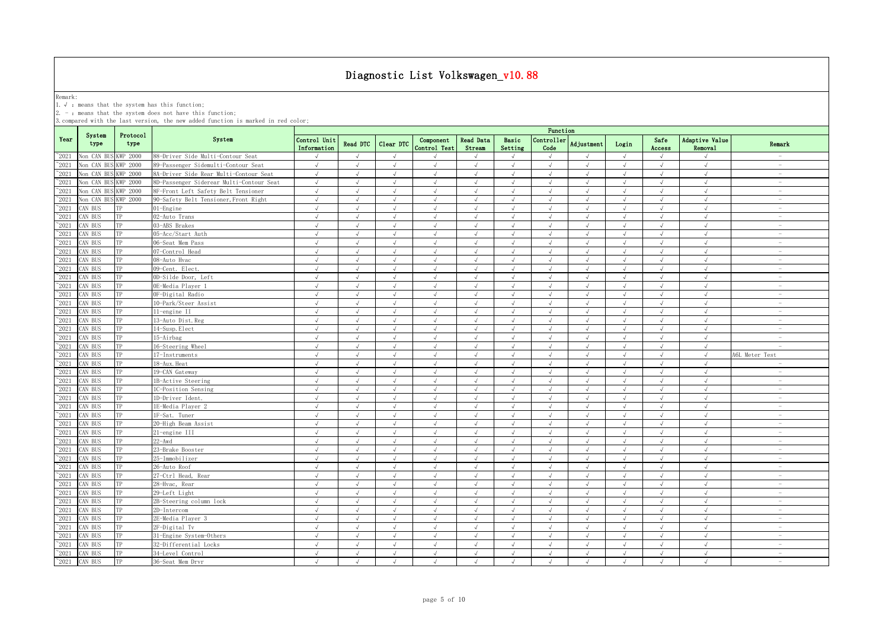# Diagnostic List Volkswagen_v10.88

Remark:
1. √ : means that the system has this function;
2. - : means that the system does not have this function;
3. compared with the last version, the new added function is marked in red color;

| Year | System type | Protocol type | System | Function | | | | | | | | | | | |
|---|---|---|---|---|---|---|---|---|---|---|---|---|---|---|---|
| | | | | Control Unit Information | Read DTC | Clear DTC | Component Control Test | Read Data Stream | Basic Setting | Controller Code | Adjustment | Login | Safe Access | Adaptive Value Removal | Remark |
| ~2021 | Non CAN BUS | KWP 2000 | 88-Driver Side Multi-Contour Seat | √ | √ | √ | √ | √ | √ | √ | √ | √ | √ | √ | - |
| ~2021 | Non CAN BUS | KWP 2000 | 89-Passenger Sidemulti-Contour Seat | √ | √ | √ | √ | √ | √ | √ | √ | √ | √ | √ | - |
| ~2021 | Non CAN BUS | KWP 2000 | 8A-Driver Side Rear Multi-Contour Seat | √ | √ | √ | √ | √ | √ | √ | √ | √ | √ | √ | - |
| ~2021 | Non CAN BUS | KWP 2000 | 8D-Passenger Siderear Multi-Contour Seat | √ | √ | √ | √ | √ | √ | √ | √ | √ | √ | √ | - |
| ~2021 | Non CAN BUS | KWP 2000 | 8F-Front Left Safety Belt Tensioner | √ | √ | √ | √ | √ | √ | √ | √ | √ | √ | √ | - |
| ~2021 | Non CAN BUS | KWP 2000 | 90-Safety Belt Tensioner,Front Right | √ | √ | √ | √ | √ | √ | √ | √ | √ | √ | √ | - |
| ~2021 | CAN BUS | TP | 01-Engine | √ | √ | √ | √ | √ | √ | √ | √ | √ | √ | √ | - |
| ~2021 | CAN BUS | TP | 02-Auto Trans | √ | √ | √ | √ | √ | √ | √ | √ | √ | √ | √ | - |
| ~2021 | CAN BUS | TP | 03-ABS Brakes | √ | √ | √ | √ | √ | √ | √ | √ | √ | √ | √ | - |
| ~2021 | CAN BUS | TP | 05-Acc/Start Auth | √ | √ | √ | √ | √ | √ | √ | √ | √ | √ | √ | - |
| ~2021 | CAN BUS | TP | 06-Seat Mem Pass | √ | √ | √ | √ | √ | √ | √ | √ | √ | √ | √ | - |
| ~2021 | CAN BUS | TP | 07-Control Head | √ | √ | √ | √ | √ | √ | √ | √ | √ | √ | √ | - |
| ~2021 | CAN BUS | TP | 08-Auto Hvac | √ | √ | √ | √ | √ | √ | √ | √ | √ | √ | √ | - |
| ~2021 | CAN BUS | TP | 09-Cent. Elect. | √ | √ | √ | √ | √ | √ | √ | √ | √ | √ | √ | - |
| ~2021 | CAN BUS | TP | 0D-Silde Door, Left | √ | √ | √ | √ | √ | √ | √ | √ | √ | √ | √ | - |
| ~2021 | CAN BUS | TP | 0E-Media Player 1 | √ | √ | √ | √ | √ | √ | √ | √ | √ | √ | √ | - |
| ~2021 | CAN BUS | TP | 0F-Digital Radio | √ | √ | √ | √ | √ | √ | √ | √ | √ | √ | √ | - |
| ~2021 | CAN BUS | TP | 10-Park/Steer Assist | √ | √ | √ | √ | √ | √ | √ | √ | √ | √ | √ | - |
| ~2021 | CAN BUS | TP | 11-engine II | √ | √ | √ | √ | √ | √ | √ | √ | √ | √ | √ | - |
| ~2021 | CAN BUS | TP | 13-Auto Dist.Reg | √ | √ | √ | √ | √ | √ | √ | √ | √ | √ | √ | - |
| ~2021 | CAN BUS | TP | 14-Susp.Elect | √ | √ | √ | √ | √ | √ | √ | √ | √ | √ | √ | - |
| ~2021 | CAN BUS | TP | 15-Airbag | √ | √ | √ | √ | √ | √ | √ | √ | √ | √ | √ | - |
| ~2021 | CAN BUS | TP | 16-Steering Wheel | √ | √ | √ | √ | √ | √ | √ | √ | √ | √ | √ | - |
| ~2021 | CAN BUS | TP | 17-Instruments | √ | √ | √ | √ | √ | √ | √ | √ | √ | √ | √ | A6L Meter Test |
| ~2021 | CAN BUS | TP | 18-Aux.Heat | √ | √ | √ | √ | √ | √ | √ | √ | √ | √ | √ | - |
| ~2021 | CAN BUS | TP | 19-CAN Gateway | √ | √ | √ | √ | √ | √ | √ | √ | √ | √ | √ | - |
| ~2021 | CAN BUS | TP | 1B-Active Steering | √ | √ | √ | √ | √ | √ | √ | √ | √ | √ | √ | - |
| ~2021 | CAN BUS | TP | 1C-Position Sensing | √ | √ | √ | √ | √ | √ | √ | √ | √ | √ | √ | - |
| ~2021 | CAN BUS | TP | 1D-Driver Ident. | √ | √ | √ | √ | √ | √ | √ | √ | √ | √ | √ | - |
| ~2021 | CAN BUS | TP | 1E-Media Player 2 | √ | √ | √ | √ | √ | √ | √ | √ | √ | √ | √ | - |
| ~2021 | CAN BUS | TP | 1F-Sat. Tuner | √ | √ | √ | √ | √ | √ | √ | √ | √ | √ | √ | - |
| ~2021 | CAN BUS | TP | 20-High Beam Assist | √ | √ | √ | √ | √ | √ | √ | √ | √ | √ | √ | - |
| ~2021 | CAN BUS | TP | 21-engine III | √ | √ | √ | √ | √ | √ | √ | √ | √ | √ | √ | - |
| ~2021 | CAN BUS | TP | 22-Awd | √ | √ | √ | √ | √ | √ | √ | √ | √ | √ | √ | - |
| ~2021 | CAN BUS | TP | 23-Brake Booster | √ | √ | √ | √ | √ | √ | √ | √ | √ | √ | √ | - |
| ~2021 | CAN BUS | TP | 25-Immobilizer | √ | √ | √ | √ | √ | √ | √ | √ | √ | √ | √ | - |
| ~2021 | CAN BUS | TP | 26-Auto Roof | √ | √ | √ | √ | √ | √ | √ | √ | √ | √ | √ | - |
| ~2021 | CAN BUS | TP | 27-Ctrl Head, Rear | √ | √ | √ | √ | √ | √ | √ | √ | √ | √ | √ | - |
| ~2021 | CAN BUS | TP | 28-Hvac, Rear | √ | √ | √ | √ | √ | √ | √ | √ | √ | √ | √ | - |
| ~2021 | CAN BUS | TP | 29-Left Light | √ | √ | √ | √ | √ | √ | √ | √ | √ | √ | √ | - |
| ~2021 | CAN BUS | TP | 2B-Steering column lock | √ | √ | √ | √ | √ | √ | √ | √ | √ | √ | √ | - |
| ~2021 | CAN BUS | TP | 2D-Intercom | √ | √ | √ | √ | √ | √ | √ | √ | √ | √ | √ | - |
| ~2021 | CAN BUS | TP | 2E-Media Player 3 | √ | √ | √ | √ | √ | √ | √ | √ | √ | √ | √ | - |
| ~2021 | CAN BUS | TP | 2F-Digital Tv | √ | √ | √ | √ | √ | √ | √ | √ | √ | √ | √ | - |
| ~2021 | CAN BUS | TP | 31-Engine System-Others | √ | √ | √ | √ | √ | √ | √ | √ | √ | √ | √ | - |
| ~2021 | CAN BUS | TP | 32-Differential Locks | √ | √ | √ | √ | √ | √ | √ | √ | √ | √ | √ | - |
| ~2021 | CAN BUS | TP | 34-Level Control | √ | √ | √ | √ | √ | √ | √ | √ | √ | √ | √ | - |
| ~2021 | CAN BUS | TP | 36-Seat Mem Drvr | √ | √ | √ | √ | √ | √ | √ | √ | √ | √ | √ | - |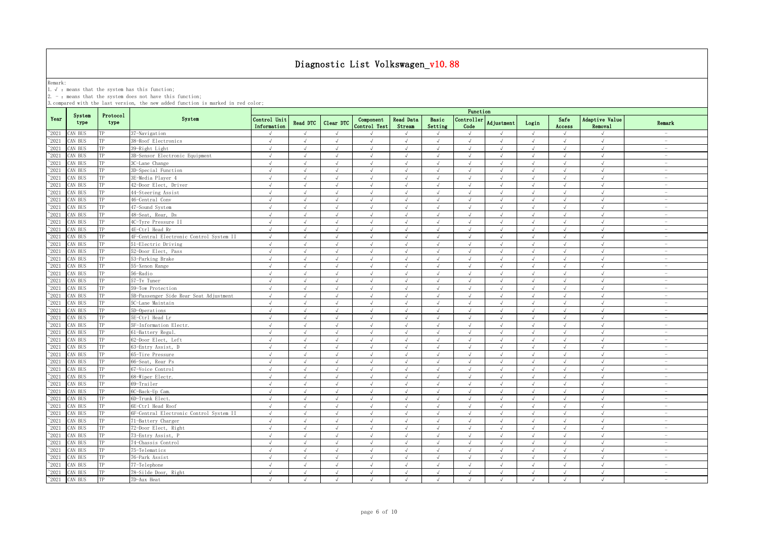# Diagnostic List Volkswagen_v10.88

Remark:
1. √ : means that the system has this function;
2. - : means that the system does not have this function;
3. compared with the last version, the new added function is marked in red color;

| Year | System type | Protocol type | System | Function | | | | | | | | | | | |
|---|---|---|---|---|---|---|---|---|---|---|---|---|---|---|---|
| | | | | Control Unit Information | Read DTC | Clear DTC | Component Control Test | Read Data Stream | Basic Setting | Controller Code | Adjustment | Login | Safe Access | Adaptive Value Removal | Remark |
| ~2021 | CAN BUS | TP | 37-Navigation | √ | √ | √ | √ | √ | √ | √ | √ | √ | √ | √ | - |
| ~2021 | CAN BUS | TP | 38-Roof Electronics | √ | √ | √ | √ | √ | √ | √ | √ | √ | √ | √ | - |
| ~2021 | CAN BUS | TP | 39-Right Light | √ | √ | √ | √ | √ | √ | √ | √ | √ | √ | √ | - |
| ~2021 | CAN BUS | TP | 3B-Sensor Electronic Equipment | √ | √ | √ | √ | √ | √ | √ | √ | √ | √ | √ | - |
| ~2021 | CAN BUS | TP | 3C-Lane Change | √ | √ | √ | √ | √ | √ | √ | √ | √ | √ | √ | - |
| ~2021 | CAN BUS | TP | 3D-Special Function | √ | √ | √ | √ | √ | √ | √ | √ | √ | √ | √ | - |
| ~2021 | CAN BUS | TP | 3E-Media Player 4 | √ | √ | √ | √ | √ | √ | √ | √ | √ | √ | √ | - |
| ~2021 | CAN BUS | TP | 42-Door Elect, Driver | √ | √ | √ | √ | √ | √ | √ | √ | √ | √ | √ | - |
| ~2021 | CAN BUS | TP | 44-Steering Assist | √ | √ | √ | √ | √ | √ | √ | √ | √ | √ | √ | - |
| ~2021 | CAN BUS | TP | 46-Central Conv | √ | √ | √ | √ | √ | √ | √ | √ | √ | √ | √ | - |
| ~2021 | CAN BUS | TP | 47-Sound System | √ | √ | √ | √ | √ | √ | √ | √ | √ | √ | √ | - |
| ~2021 | CAN BUS | TP | 48-Seat, Rear, Ds | √ | √ | √ | √ | √ | √ | √ | √ | √ | √ | √ | - |
| ~2021 | CAN BUS | TP | 4C-Tyre Pressure II | √ | √ | √ | √ | √ | √ | √ | √ | √ | √ | √ | - |
| ~2021 | CAN BUS | TP | 4E-Ctrl Head Rr | √ | √ | √ | √ | √ | √ | √ | √ | √ | √ | √ | - |
| ~2021 | CAN BUS | TP | 4F-Central Electronic Control System II | √ | √ | √ | √ | √ | √ | √ | √ | √ | √ | √ | - |
| ~2021 | CAN BUS | TP | 51-Electric Driving | √ | √ | √ | √ | √ | √ | √ | √ | √ | √ | √ | - |
| ~2021 | CAN BUS | TP | 52-Door Elect, Pass | √ | √ | √ | √ | √ | √ | √ | √ | √ | √ | √ | - |
| ~2021 | CAN BUS | TP | 53-Parking Brake | √ | √ | √ | √ | √ | √ | √ | √ | √ | √ | √ | - |
| ~2021 | CAN BUS | TP | 55-Xenon Range | √ | √ | √ | √ | √ | √ | √ | √ | √ | √ | √ | - |
| ~2021 | CAN BUS | TP | 56-Radio | √ | √ | √ | √ | √ | √ | √ | √ | √ | √ | √ | - |
| ~2021 | CAN BUS | TP | 57-Tv Tuner | √ | √ | √ | √ | √ | √ | √ | √ | √ | √ | √ | - |
| ~2021 | CAN BUS | TP | 59-Tow Protection | √ | √ | √ | √ | √ | √ | √ | √ | √ | √ | √ | - |
| ~2021 | CAN BUS | TP | 5B-Passenger Side Rear Seat Adjustment | √ | √ | √ | √ | √ | √ | √ | √ | √ | √ | √ | - |
| ~2021 | CAN BUS | TP | 5C-Lane Maintain | √ | √ | √ | √ | √ | √ | √ | √ | √ | √ | √ | - |
| ~2021 | CAN BUS | TP | 5D-Operations | √ | √ | √ | √ | √ | √ | √ | √ | √ | √ | √ | - |
| ~2021 | CAN BUS | TP | 5E-Ctrl Head Lr | √ | √ | √ | √ | √ | √ | √ | √ | √ | √ | √ | - |
| ~2021 | CAN BUS | TP | 5F-Information Electr. | √ | √ | √ | √ | √ | √ | √ | √ | √ | √ | √ | - |
| ~2021 | CAN BUS | TP | 61-Battery Regul. | √ | √ | √ | √ | √ | √ | √ | √ | √ | √ | √ | - |
| ~2021 | CAN BUS | TP | 62-Door Elect, Left | √ | √ | √ | √ | √ | √ | √ | √ | √ | √ | √ | - |
| ~2021 | CAN BUS | TP | 63-Entry Assist, D | √ | √ | √ | √ | √ | √ | √ | √ | √ | √ | √ | - |
| ~2021 | CAN BUS | TP | 65-Tire Pressure | √ | √ | √ | √ | √ | √ | √ | √ | √ | √ | √ | - |
| ~2021 | CAN BUS | TP | 66-Seat, Rear Ps | √ | √ | √ | √ | √ | √ | √ | √ | √ | √ | √ | - |
| ~2021 | CAN BUS | TP | 67-Voice Control | √ | √ | √ | √ | √ | √ | √ | √ | √ | √ | √ | - |
| ~2021 | CAN BUS | TP | 68-Wiper Electr. | √ | √ | √ | √ | √ | √ | √ | √ | √ | √ | √ | - |
| ~2021 | CAN BUS | TP | 69-Trailer | √ | √ | √ | √ | √ | √ | √ | √ | √ | √ | √ | - |
| ~2021 | CAN BUS | TP | 6C-Back-Up Cam. | √ | √ | √ | √ | √ | √ | √ | √ | √ | √ | √ | - |
| ~2021 | CAN BUS | TP | 6D-Trunk Elect. | √ | √ | √ | √ | √ | √ | √ | √ | √ | √ | √ | - |
| ~2021 | CAN BUS | TP | 6E-Ctrl Head Roof | √ | √ | √ | √ | √ | √ | √ | √ | √ | √ | √ | - |
| ~2021 | CAN BUS | TP | 6F-Central Electronic Control System II | √ | √ | √ | √ | √ | √ | √ | √ | √ | √ | √ | - |
| ~2021 | CAN BUS | TP | 71-Battery Charger | √ | √ | √ | √ | √ | √ | √ | √ | √ | √ | √ | - |
| ~2021 | CAN BUS | TP | 72-Door Elect, Right | √ | √ | √ | √ | √ | √ | √ | √ | √ | √ | √ | - |
| ~2021 | CAN BUS | TP | 73-Entry Assist, P | √ | √ | √ | √ | √ | √ | √ | √ | √ | √ | √ | - |
| ~2021 | CAN BUS | TP | 74-Chassis Control | √ | √ | √ | √ | √ | √ | √ | √ | √ | √ | √ | - |
| ~2021 | CAN BUS | TP | 75-Telematics | √ | √ | √ | √ | √ | √ | √ | √ | √ | √ | √ | - |
| ~2021 | CAN BUS | TP | 76-Park Assist | √ | √ | √ | √ | √ | √ | √ | √ | √ | √ | √ | - |
| ~2021 | CAN BUS | TP | 77-Telephone | √ | √ | √ | √ | √ | √ | √ | √ | √ | √ | √ | - |
| ~2021 | CAN BUS | TP | 78-Silde Door, Right | √ | √ | √ | √ | √ | √ | √ | √ | √ | √ | √ | - |
| ~2021 | CAN BUS | TP | 7D-Aux Heat | √ | √ | √ | √ | √ | √ | √ | √ | √ | √ | √ | - |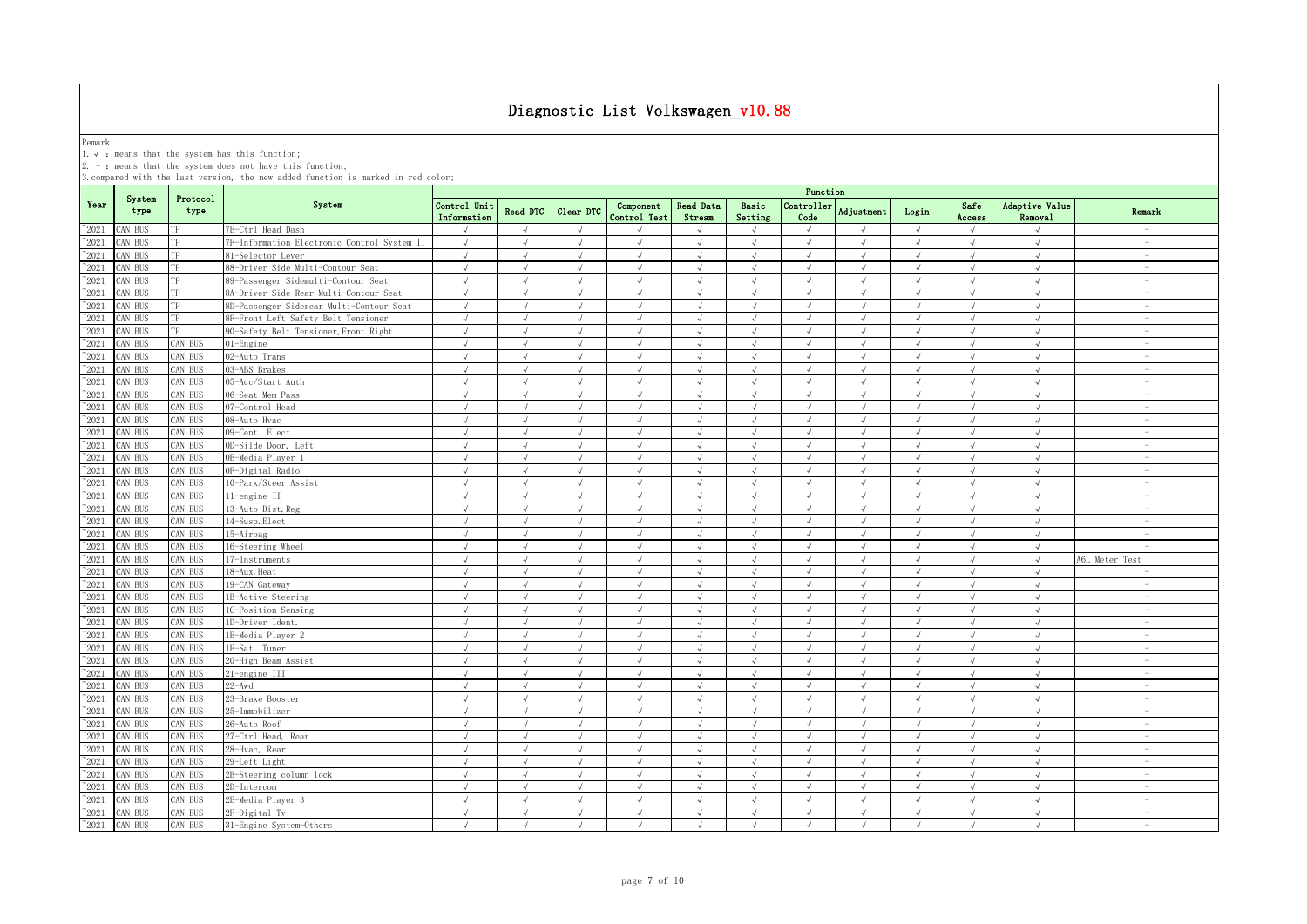# Diagnostic List Volkswagen_v10.88

Remark:
1. √ : means that the system has this function;
2. - : means that the system does not have this function;
3. compared with the last version, the new added function is marked in red color;

| Year | System type | Protocol type | System | Function | | | | | | | | | | | |
|---|---|---|---|---|---|---|---|---|---|---|---|---|---|---|---|
| | | | | Control Unit Information | Read DTC | Clear DTC | Component Control Test | Read Data Stream | Basic Setting | Controller Code | Adjustment | Login | Safe Access | Adaptive Value Removal | Remark |
| ~2021 | CAN BUS | TP | 7E-Ctrl Head Dash | √ | √ | √ | √ | √ | √ | √ | √ | √ | √ | √ | - |
| ~2021 | CAN BUS | TP | 7F-Information Electronic Control System II | √ | √ | √ | √ | √ | √ | √ | √ | √ | √ | √ | - |
| ~2021 | CAN BUS | TP | 81-Selector Lever | √ | √ | √ | √ | √ | √ | √ | √ | √ | √ | √ | - |
| ~2021 | CAN BUS | TP | 88-Driver Side Multi-Contour Seat | √ | √ | √ | √ | √ | √ | √ | √ | √ | √ | √ | - |
| ~2021 | CAN BUS | TP | 89-Passenger Sidemulti-Contour Seat | √ | √ | √ | √ | √ | √ | √ | √ | √ | √ | √ | - |
| ~2021 | CAN BUS | TP | 8A-Driver Side Rear Multi-Contour Seat | √ | √ | √ | √ | √ | √ | √ | √ | √ | √ | √ | - |
| ~2021 | CAN BUS | TP | 8D-Passenger Siderear Multi-Contour Seat | √ | √ | √ | √ | √ | √ | √ | √ | √ | √ | √ | - |
| ~2021 | CAN BUS | TP | 8F-Front Left Safety Belt Tensioner | √ | √ | √ | √ | √ | √ | √ | √ | √ | √ | √ | - |
| ~2021 | CAN BUS | TP | 90-Safety Belt Tensioner,Front Right | √ | √ | √ | √ | √ | √ | √ | √ | √ | √ | √ | - |
| ~2021 | CAN BUS | CAN BUS | 01-Engine | √ | √ | √ | √ | √ | √ | √ | √ | √ | √ | √ | - |
| ~2021 | CAN BUS | CAN BUS | 02-Auto Trans | √ | √ | √ | √ | √ | √ | √ | √ | √ | √ | √ | - |
| ~2021 | CAN BUS | CAN BUS | 03-ABS Brakes | √ | √ | √ | √ | √ | √ | √ | √ | √ | √ | √ | - |
| ~2021 | CAN BUS | CAN BUS | 05-Acc/Start Auth | √ | √ | √ | √ | √ | √ | √ | √ | √ | √ | √ | - |
| ~2021 | CAN BUS | CAN BUS | 06-Seat Mem Pass | √ | √ | √ | √ | √ | √ | √ | √ | √ | √ | √ | - |
| ~2021 | CAN BUS | CAN BUS | 07-Control Head | √ | √ | √ | √ | √ | √ | √ | √ | √ | √ | √ | - |
| ~2021 | CAN BUS | CAN BUS | 08-Auto Hvac | √ | √ | √ | √ | √ | √ | √ | √ | √ | √ | √ | - |
| ~2021 | CAN BUS | CAN BUS | 09-Cent. Elect. | √ | √ | √ | √ | √ | √ | √ | √ | √ | √ | √ | - |
| ~2021 | CAN BUS | CAN BUS | 0D-Silde Door, Left | √ | √ | √ | √ | √ | √ | √ | √ | √ | √ | √ | - |
| ~2021 | CAN BUS | CAN BUS | 0E-Media Player 1 | √ | √ | √ | √ | √ | √ | √ | √ | √ | √ | √ | - |
| ~2021 | CAN BUS | CAN BUS | 0F-Digital Radio | √ | √ | √ | √ | √ | √ | √ | √ | √ | √ | √ | - |
| ~2021 | CAN BUS | CAN BUS | 10-Park/Steer Assist | √ | √ | √ | √ | √ | √ | √ | √ | √ | √ | √ | - |
| ~2021 | CAN BUS | CAN BUS | 11-engine II | √ | √ | √ | √ | √ | √ | √ | √ | √ | √ | √ | - |
| ~2021 | CAN BUS | CAN BUS | 13-Auto Dist.Reg | √ | √ | √ | √ | √ | √ | √ | √ | √ | √ | √ | - |
| ~2021 | CAN BUS | CAN BUS | 14-Susp.Elect | √ | √ | √ | √ | √ | √ | √ | √ | √ | √ | √ | - |
| ~2021 | CAN BUS | CAN BUS | 15-Airbag | √ | √ | √ | √ | √ | √ | √ | √ | √ | √ | √ | - |
| ~2021 | CAN BUS | CAN BUS | 16-Steering Wheel | √ | √ | √ | √ | √ | √ | √ | √ | √ | √ | √ | - |
| ~2021 | CAN BUS | CAN BUS | 17-Instruments | √ | √ | √ | √ | √ | √ | √ | √ | √ | √ | √ | A6L Meter Test |
| ~2021 | CAN BUS | CAN BUS | 18-Aux.Heat | √ | √ | √ | √ | √ | √ | √ | √ | √ | √ | √ | - |
| ~2021 | CAN BUS | CAN BUS | 19-CAN Gateway | √ | √ | √ | √ | √ | √ | √ | √ | √ | √ | √ | - |
| ~2021 | CAN BUS | CAN BUS | 1B-Active Steering | √ | √ | √ | √ | √ | √ | √ | √ | √ | √ | √ | - |
| ~2021 | CAN BUS | CAN BUS | 1C-Position Sensing | √ | √ | √ | √ | √ | √ | √ | √ | √ | √ | √ | - |
| ~2021 | CAN BUS | CAN BUS | 1D-Driver Ident. | √ | √ | √ | √ | √ | √ | √ | √ | √ | √ | √ | - |
| ~2021 | CAN BUS | CAN BUS | 1E-Media Player 2 | √ | √ | √ | √ | √ | √ | √ | √ | √ | √ | √ | - |
| ~2021 | CAN BUS | CAN BUS | 1F-Sat. Tuner | √ | √ | √ | √ | √ | √ | √ | √ | √ | √ | √ | - |
| ~2021 | CAN BUS | CAN BUS | 20-High Beam Assist | √ | √ | √ | √ | √ | √ | √ | √ | √ | √ | √ | - |
| ~2021 | CAN BUS | CAN BUS | 21-engine III | √ | √ | √ | √ | √ | √ | √ | √ | √ | √ | √ | - |
| ~2021 | CAN BUS | CAN BUS | 22-Awd | √ | √ | √ | √ | √ | √ | √ | √ | √ | √ | √ | - |
| ~2021 | CAN BUS | CAN BUS | 23-Brake Booster | √ | √ | √ | √ | √ | √ | √ | √ | √ | √ | √ | - |
| ~2021 | CAN BUS | CAN BUS | 25-Immobilizer | √ | √ | √ | √ | √ | √ | √ | √ | √ | √ | √ | - |
| ~2021 | CAN BUS | CAN BUS | 26-Auto Roof | √ | √ | √ | √ | √ | √ | √ | √ | √ | √ | √ | - |
| ~2021 | CAN BUS | CAN BUS | 27-Ctrl Head, Rear | √ | √ | √ | √ | √ | √ | √ | √ | √ | √ | √ | - |
| ~2021 | CAN BUS | CAN BUS | 28-Hvac, Rear | √ | √ | √ | √ | √ | √ | √ | √ | √ | √ | √ | - |
| ~2021 | CAN BUS | CAN BUS | 29-Left Light | √ | √ | √ | √ | √ | √ | √ | √ | √ | √ | √ | - |
| ~2021 | CAN BUS | CAN BUS | 2B-Steering column lock | √ | √ | √ | √ | √ | √ | √ | √ | √ | √ | √ | - |
| ~2021 | CAN BUS | CAN BUS | 2D-Intercom | √ | √ | √ | √ | √ | √ | √ | √ | √ | √ | √ | - |
| ~2021 | CAN BUS | CAN BUS | 2E-Media Player 3 | √ | √ | √ | √ | √ | √ | √ | √ | √ | √ | √ | - |
| ~2021 | CAN BUS | CAN BUS | 2F-Digital Tv | √ | √ | √ | √ | √ | √ | √ | √ | √ | √ | √ | - |
| ~2021 | CAN BUS | CAN BUS | 31-Engine System-Others | √ | √ | √ | √ | √ | √ | √ | √ | √ | √ | √ | - |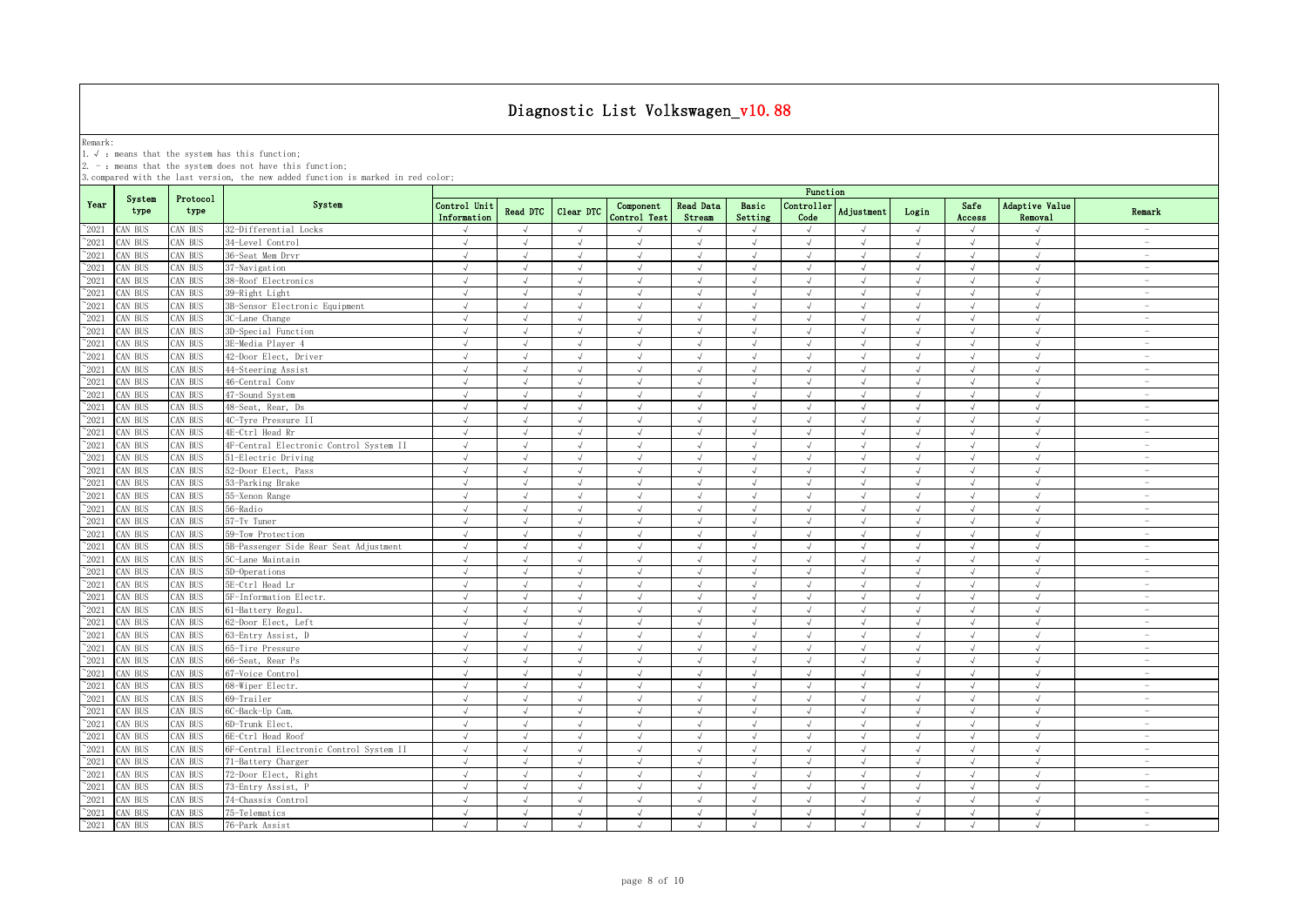# Diagnostic List Volkswagen_v10.88

Remark:
1. √ : means that the system has this function;
2. - : means that the system does not have this function;
3. compared with the last version, the new added function is marked in red color;

| Year | System type | Protocol type | System | Function | | | | | | | | | | | |
|---|---|---|---|---|---|---|---|---|---|---|---|---|---|---|---|
| | | | | Control Unit Information | Read DTC | Clear DTC | Component Control Test | Read Data Stream | Basic Setting | Controller Code | Adjustment | Login | Safe Access | Adaptive Value Removal | Remark |
| ~2021 | CAN BUS | CAN BUS | 32-Differential Locks | √ | √ | √ | √ | √ | √ | √ | √ | √ | √ | √ | - |
| ~2021 | CAN BUS | CAN BUS | 34-Level Control | √ | √ | √ | √ | √ | √ | √ | √ | √ | √ | √ | - |
| ~2021 | CAN BUS | CAN BUS | 36-Seat Mem Drvr | √ | √ | √ | √ | √ | √ | √ | √ | √ | √ | √ | - |
| ~2021 | CAN BUS | CAN BUS | 37-Navigation | √ | √ | √ | √ | √ | √ | √ | √ | √ | √ | √ | - |
| ~2021 | CAN BUS | CAN BUS | 38-Roof Electronics | √ | √ | √ | √ | √ | √ | √ | √ | √ | √ | √ | - |
| ~2021 | CAN BUS | CAN BUS | 39-Right Light | √ | √ | √ | √ | √ | √ | √ | √ | √ | √ | √ | - |
| ~2021 | CAN BUS | CAN BUS | 3B-Sensor Electronic Equipment | √ | √ | √ | √ | √ | √ | √ | √ | √ | √ | √ | - |
| ~2021 | CAN BUS | CAN BUS | 3C-Lane Change | √ | √ | √ | √ | √ | √ | √ | √ | √ | √ | √ | - |
| ~2021 | CAN BUS | CAN BUS | 3D-Special Function | √ | √ | √ | √ | √ | √ | √ | √ | √ | √ | √ | - |
| ~2021 | CAN BUS | CAN BUS | 3E-Media Player 4 | √ | √ | √ | √ | √ | √ | √ | √ | √ | √ | √ | - |
| ~2021 | CAN BUS | CAN BUS | 42-Door Elect, Driver | √ | √ | √ | √ | √ | √ | √ | √ | √ | √ | √ | - |
| ~2021 | CAN BUS | CAN BUS | 44-Steering Assist | √ | √ | √ | √ | √ | √ | √ | √ | √ | √ | √ | - |
| ~2021 | CAN BUS | CAN BUS | 46-Central Conv | √ | √ | √ | √ | √ | √ | √ | √ | √ | √ | √ | - |
| ~2021 | CAN BUS | CAN BUS | 47-Sound System | √ | √ | √ | √ | √ | √ | √ | √ | √ | √ | √ | - |
| ~2021 | CAN BUS | CAN BUS | 48-Seat, Rear, Ds | √ | √ | √ | √ | √ | √ | √ | √ | √ | √ | √ | - |
| ~2021 | CAN BUS | CAN BUS | 4C-Tyre Pressure II | √ | √ | √ | √ | √ | √ | √ | √ | √ | √ | √ | - |
| ~2021 | CAN BUS | CAN BUS | 4E-Ctrl Head Rr | √ | √ | √ | √ | √ | √ | √ | √ | √ | √ | √ | - |
| ~2021 | CAN BUS | CAN BUS | 4F-Central Electronic Control System II | √ | √ | √ | √ | √ | √ | √ | √ | √ | √ | √ | - |
| ~2021 | CAN BUS | CAN BUS | 51-Electric Driving | √ | √ | √ | √ | √ | √ | √ | √ | √ | √ | √ | - |
| ~2021 | CAN BUS | CAN BUS | 52-Door Elect, Pass | √ | √ | √ | √ | √ | √ | √ | √ | √ | √ | √ | - |
| ~2021 | CAN BUS | CAN BUS | 53-Parking Brake | √ | √ | √ | √ | √ | √ | √ | √ | √ | √ | √ | - |
| ~2021 | CAN BUS | CAN BUS | 55-Xenon Range | √ | √ | √ | √ | √ | √ | √ | √ | √ | √ | √ | - |
| ~2021 | CAN BUS | CAN BUS | 56-Radio | √ | √ | √ | √ | √ | √ | √ | √ | √ | √ | √ | - |
| ~2021 | CAN BUS | CAN BUS | 57-Tv Tuner | √ | √ | √ | √ | √ | √ | √ | √ | √ | √ | √ | - |
| ~2021 | CAN BUS | CAN BUS | 59-Tow Protection | √ | √ | √ | √ | √ | √ | √ | √ | √ | √ | √ | - |
| ~2021 | CAN BUS | CAN BUS | 5B-Passenger Side Rear Seat Adjustment | √ | √ | √ | √ | √ | √ | √ | √ | √ | √ | √ | - |
| ~2021 | CAN BUS | CAN BUS | 5C-Lane Maintain | √ | √ | √ | √ | √ | √ | √ | √ | √ | √ | √ | - |
| ~2021 | CAN BUS | CAN BUS | 5D-Operations | √ | √ | √ | √ | √ | √ | √ | √ | √ | √ | √ | - |
| ~2021 | CAN BUS | CAN BUS | 5E-Ctrl Head Lr | √ | √ | √ | √ | √ | √ | √ | √ | √ | √ | √ | - |
| ~2021 | CAN BUS | CAN BUS | 5F-Information Electr. | √ | √ | √ | √ | √ | √ | √ | √ | √ | √ | √ | - |
| ~2021 | CAN BUS | CAN BUS | 61-Battery Regul. | √ | √ | √ | √ | √ | √ | √ | √ | √ | √ | √ | - |
| ~2021 | CAN BUS | CAN BUS | 62-Door Elect, Left | √ | √ | √ | √ | √ | √ | √ | √ | √ | √ | √ | - |
| ~2021 | CAN BUS | CAN BUS | 63-Entry Assist, D | √ | √ | √ | √ | √ | √ | √ | √ | √ | √ | √ | - |
| ~2021 | CAN BUS | CAN BUS | 65-Tire Pressure | √ | √ | √ | √ | √ | √ | √ | √ | √ | √ | √ | - |
| ~2021 | CAN BUS | CAN BUS | 66-Seat, Rear Ps | √ | √ | √ | √ | √ | √ | √ | √ | √ | √ | √ | - |
| ~2021 | CAN BUS | CAN BUS | 67-Voice Control | √ | √ | √ | √ | √ | √ | √ | √ | √ | √ | √ | - |
| ~2021 | CAN BUS | CAN BUS | 68-Wiper Electr. | √ | √ | √ | √ | √ | √ | √ | √ | √ | √ | √ | - |
| ~2021 | CAN BUS | CAN BUS | 69-Trailer | √ | √ | √ | √ | √ | √ | √ | √ | √ | √ | √ | - |
| ~2021 | CAN BUS | CAN BUS | 6C-Back-Up Cam. | √ | √ | √ | √ | √ | √ | √ | √ | √ | √ | √ | - |
| ~2021 | CAN BUS | CAN BUS | 6D-Trunk Elect. | √ | √ | √ | √ | √ | √ | √ | √ | √ | √ | √ | - |
| ~2021 | CAN BUS | CAN BUS | 6E-Ctrl Head Roof | √ | √ | √ | √ | √ | √ | √ | √ | √ | √ | √ | - |
| ~2021 | CAN BUS | CAN BUS | 6F-Central Electronic Control System II | √ | √ | √ | √ | √ | √ | √ | √ | √ | √ | √ | - |
| ~2021 | CAN BUS | CAN BUS | 71-Battery Charger | √ | √ | √ | √ | √ | √ | √ | √ | √ | √ | √ | - |
| ~2021 | CAN BUS | CAN BUS | 72-Door Elect, Right | √ | √ | √ | √ | √ | √ | √ | √ | √ | √ | √ | - |
| ~2021 | CAN BUS | CAN BUS | 73-Entry Assist, P | √ | √ | √ | √ | √ | √ | √ | √ | √ | √ | √ | - |
| ~2021 | CAN BUS | CAN BUS | 74-Chassis Control | √ | √ | √ | √ | √ | √ | √ | √ | √ | √ | √ | - |
| ~2021 | CAN BUS | CAN BUS | 75-Telematics | √ | √ | √ | √ | √ | √ | √ | √ | √ | √ | √ | - |
| ~2021 | CAN BUS | CAN BUS | 76-Park Assist | √ | √ | √ | √ | √ | √ | √ | √ | √ | √ | √ | - |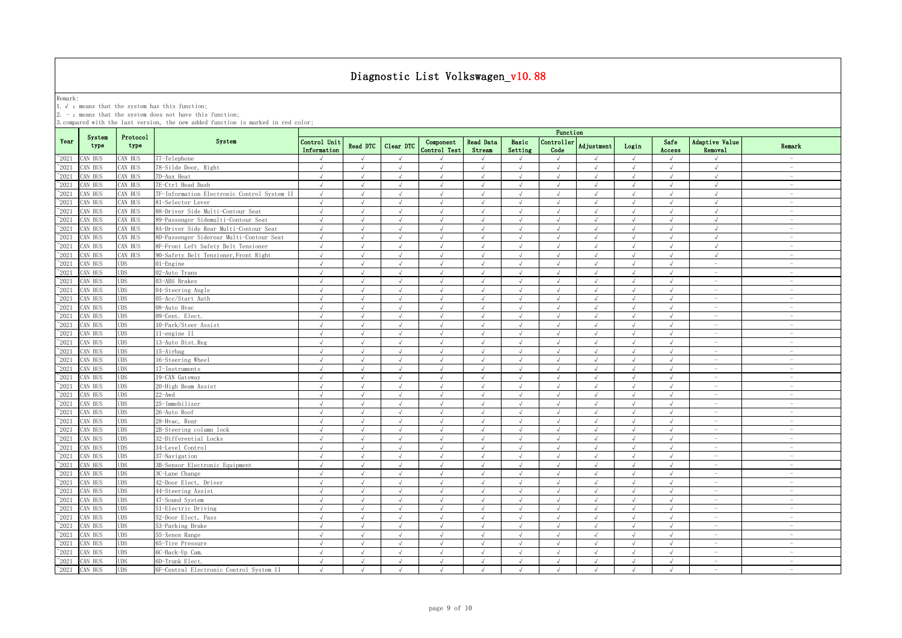# Diagnostic List Volkswagen_v10.88

Remark:

1. √ : means that the system has this function;
2. - : means that the system does not have this function;
3. compared with the last version, the new added function is marked in red color;

| Year | System type | Protocol type | System | Function | | | | | | | | | | | |
|---|---|---|---|---|---|---|---|---|---|---|---|---|---|---|---|
| | | | | Control Unit Information | Read DTC | Clear DTC | Component Control Test | Read Data Stream | Basic Setting | Controller Code | Adjustment | Login | Safe Access | Adaptive Value Removal | Remark |
| ~2021 | CAN BUS | CAN BUS | 77-Telephone | √ | √ | √ | √ | √ | √ | √ | √ | √ | √ | √ | - |
| ~2021 | CAN BUS | CAN BUS | 78-Silde Door, Right | √ | √ | √ | √ | √ | √ | √ | √ | √ | √ | √ | - |
| ~2021 | CAN BUS | CAN BUS | 7D-Aux Heat | √ | √ | √ | √ | √ | √ | √ | √ | √ | √ | √ | - |
| ~2021 | CAN BUS | CAN BUS | 7E-Ctrl Head Dash | √ | √ | √ | √ | √ | √ | √ | √ | √ | √ | √ | - |
| ~2021 | CAN BUS | CAN BUS | 7F-Information Electronic Control System II | √ | √ | √ | √ | √ | √ | √ | √ | √ | √ | √ | - |
| ~2021 | CAN BUS | CAN BUS | 81-Selector Lever | √ | √ | √ | √ | √ | √ | √ | √ | √ | √ | √ | - |
| ~2021 | CAN BUS | CAN BUS | 88-Driver Side Multi-Contour Seat | √ | √ | √ | √ | √ | √ | √ | √ | √ | √ | √ | - |
| ~2021 | CAN BUS | CAN BUS | 89-Passenger Sidemulti-Contour Seat | √ | √ | √ | √ | √ | √ | √ | √ | √ | √ | √ | - |
| ~2021 | CAN BUS | CAN BUS | 8A-Driver Side Rear Multi-Contour Seat | √ | √ | √ | √ | √ | √ | √ | √ | √ | √ | √ | - |
| ~2021 | CAN BUS | CAN BUS | 8D-Passenger Siderear Multi-Contour Seat | √ | √ | √ | √ | √ | √ | √ | √ | √ | √ | √ | - |
| ~2021 | CAN BUS | CAN BUS | 8F-Front Left Safety Belt Tensioner | √ | √ | √ | √ | √ | √ | √ | √ | √ | √ | √ | - |
| ~2021 | CAN BUS | CAN BUS | 90-Safety Belt Tensioner,Front Right | √ | √ | √ | √ | √ | √ | √ | √ | √ | √ | √ | - |
| ~2021 | CAN BUS | UDS | 01-Engine | √ | √ | √ | √ | √ | √ | √ | √ | √ | √ | - | - |
| ~2021 | CAN BUS | UDS | 02-Auto Trans | √ | √ | √ | √ | √ | √ | √ | √ | √ | √ | - | - |
| ~2021 | CAN BUS | UDS | 03-ABS Brakes | √ | √ | √ | √ | √ | √ | √ | √ | √ | √ | - | - |
| ~2021 | CAN BUS | UDS | 04-Steering Angle | √ | √ | √ | √ | √ | √ | √ | √ | √ | √ | - | - |
| ~2021 | CAN BUS | UDS | 05-Acc/Start Auth | √ | √ | √ | √ | √ | √ | √ | √ | √ | √ | - | - |
| ~2021 | CAN BUS | UDS | 08-Auto Hvac | √ | √ | √ | √ | √ | √ | √ | √ | √ | √ | - | - |
| ~2021 | CAN BUS | UDS | 09-Cent. Elect. | √ | √ | √ | √ | √ | √ | √ | √ | √ | √ | - | - |
| ~2021 | CAN BUS | UDS | 10-Park/Steer Assist | √ | √ | √ | √ | √ | √ | √ | √ | √ | √ | - | - |
| ~2021 | CAN BUS | UDS | 11-engine II | √ | √ | √ | √ | √ | √ | √ | √ | √ | √ | - | - |
| ~2021 | CAN BUS | UDS | 13-Auto Dist.Reg | √ | √ | √ | √ | √ | √ | √ | √ | √ | √ | - | - |
| ~2021 | CAN BUS | UDS | 15-Airbag | √ | √ | √ | √ | √ | √ | √ | √ | √ | √ | - | - |
| ~2021 | CAN BUS | UDS | 16-Steering Wheel | √ | √ | √ | √ | √ | √ | √ | √ | √ | √ | - | - |
| ~2021 | CAN BUS | UDS | 17-Instruments | √ | √ | √ | √ | √ | √ | √ | √ | √ | √ | - | - |
| ~2021 | CAN BUS | UDS | 19-CAN Gateway | √ | √ | √ | √ | √ | √ | √ | √ | √ | √ | - | - |
| ~2021 | CAN BUS | UDS | 20-High Beam Assist | √ | √ | √ | √ | √ | √ | √ | √ | √ | √ | - | - |
| ~2021 | CAN BUS | UDS | 22-Awd | √ | √ | √ | √ | √ | √ | √ | √ | √ | √ | - | - |
| ~2021 | CAN BUS | UDS | 25-Immobilizer | √ | √ | √ | √ | √ | √ | √ | √ | √ | √ | - | - |
| ~2021 | CAN BUS | UDS | 26-Auto Roof | √ | √ | √ | √ | √ | √ | √ | √ | √ | √ | - | - |
| ~2021 | CAN BUS | UDS | 28-Hvac, Rear | √ | √ | √ | √ | √ | √ | √ | √ | √ | √ | - | - |
| ~2021 | CAN BUS | UDS | 2B-Steering column lock | √ | √ | √ | √ | √ | √ | √ | √ | √ | √ | - | - |
| ~2021 | CAN BUS | UDS | 32-Differential Locks | √ | √ | √ | √ | √ | √ | √ | √ | √ | √ | - | - |
| ~2021 | CAN BUS | UDS | 34-Level Control | √ | √ | √ | √ | √ | √ | √ | √ | √ | √ | - | - |
| ~2021 | CAN BUS | UDS | 37-Navigation | √ | √ | √ | √ | √ | √ | √ | √ | √ | √ | - | - |
| ~2021 | CAN BUS | UDS | 3B-Sensor Electronic Equipment | √ | √ | √ | √ | √ | √ | √ | √ | √ | √ | - | - |
| ~2021 | CAN BUS | UDS | 3C-Lane Change | √ | √ | √ | √ | √ | √ | √ | √ | √ | √ | - | - |
| ~2021 | CAN BUS | UDS | 42-Door Elect, Driver | √ | √ | √ | √ | √ | √ | √ | √ | √ | √ | - | - |
| ~2021 | CAN BUS | UDS | 44-Steering Assist | √ | √ | √ | √ | √ | √ | √ | √ | √ | √ | - | - |
| ~2021 | CAN BUS | UDS | 47-Sound System | √ | √ | √ | √ | √ | √ | √ | √ | √ | √ | - | - |
| ~2021 | CAN BUS | UDS | 51-Electric Driving | √ | √ | √ | √ | √ | √ | √ | √ | √ | √ | - | - |
| ~2021 | CAN BUS | UDS | 52-Door Elect, Pass | √ | √ | √ | √ | √ | √ | √ | √ | √ | √ | - | - |
| ~2021 | CAN BUS | UDS | 53-Parking Brake | √ | √ | √ | √ | √ | √ | √ | √ | √ | √ | - | - |
| ~2021 | CAN BUS | UDS | 55-Xenon Range | √ | √ | √ | √ | √ | √ | √ | √ | √ | √ | - | - |
| ~2021 | CAN BUS | UDS | 65-Tire Pressure | √ | √ | √ | √ | √ | √ | √ | √ | √ | √ | - | - |
| ~2021 | CAN BUS | UDS | 6C-Back-Up Cam. | √ | √ | √ | √ | √ | √ | √ | √ | √ | √ | - | - |
| ~2021 | CAN BUS | UDS | 6D-Trunk Elect. | √ | √ | √ | √ | √ | √ | √ | √ | √ | √ | - | - |
| ~2021 | CAN BUS | UDS | 6F-Central Electronic Control System II | √ | √ | √ | √ | √ | √ | √ | √ | √ | √ | - | - |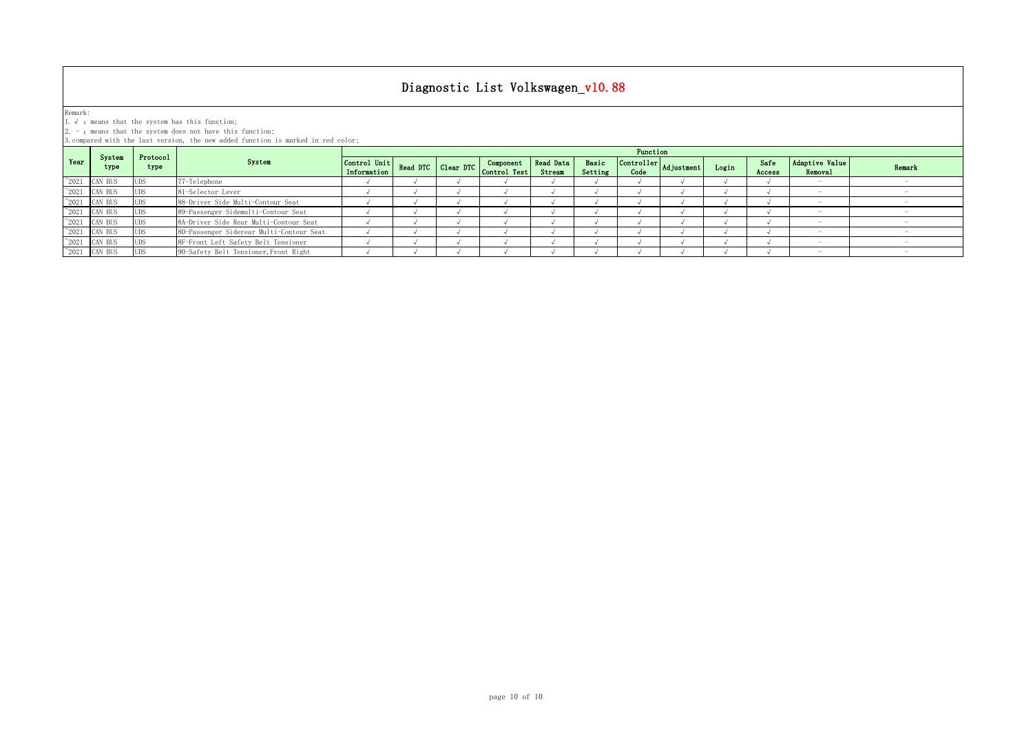# Diagnostic List Volkswagen_v10.88

Remark:

1. √ : means that the system has this function;
2. － : means that the system does not have this function;
3. compared with the last version, the new added function is marked in red color;

| Year | System type | Protocol type | System | Function | | | | | | | | | | | |
|---|---|---|---|---|---|---|---|---|---|---|---|---|---|---|---|
| | | | | Control Unit Information | Read DTC | Clear DTC | Component Control Test | Read Data Stream | Basic Setting | Controller Code | Adjustment | Login | Safe Access | Adaptive Value Removal | Remark |
| ~2021 | CAN BUS | UDS | 77-Telephone | √ | √ | √ | √ | √ | √ | √ | √ | √ | √ | － | － |
| ~2021 | CAN BUS | UDS | 81-Selector Lever | √ | √ | √ | √ | √ | √ | √ | √ | √ | √ | － | － |
| ~2021 | CAN BUS | UDS | 88-Driver Side Multi-Contour Seat | √ | √ | √ | √ | √ | √ | √ | √ | √ | √ | － | － |
| ~2021 | CAN BUS | UDS | 89-Passenger Sidemulti-Contour Seat | √ | √ | √ | √ | √ | √ | √ | √ | √ | √ | － | － |
| ~2021 | CAN BUS | UDS | 8A-Driver Side Rear Multi-Contour Seat | √ | √ | √ | √ | √ | √ | √ | √ | √ | √ | － | － |
| ~2021 | CAN BUS | UDS | 8D-Passenger Siderear Multi-Contour Seat | √ | √ | √ | √ | √ | √ | √ | √ | √ | √ | － | － |
| ~2021 | CAN BUS | UDS | 8F-Front Left Safety Belt Tensioner | √ | √ | √ | √ | √ | √ | √ | √ | √ | √ | － | － |
| ~2021 | CAN BUS | UDS | 90-Safety Belt Tensioner,Front Right | √ | √ | √ | √ | √ | √ | √ | √ | √ | √ | － | － |